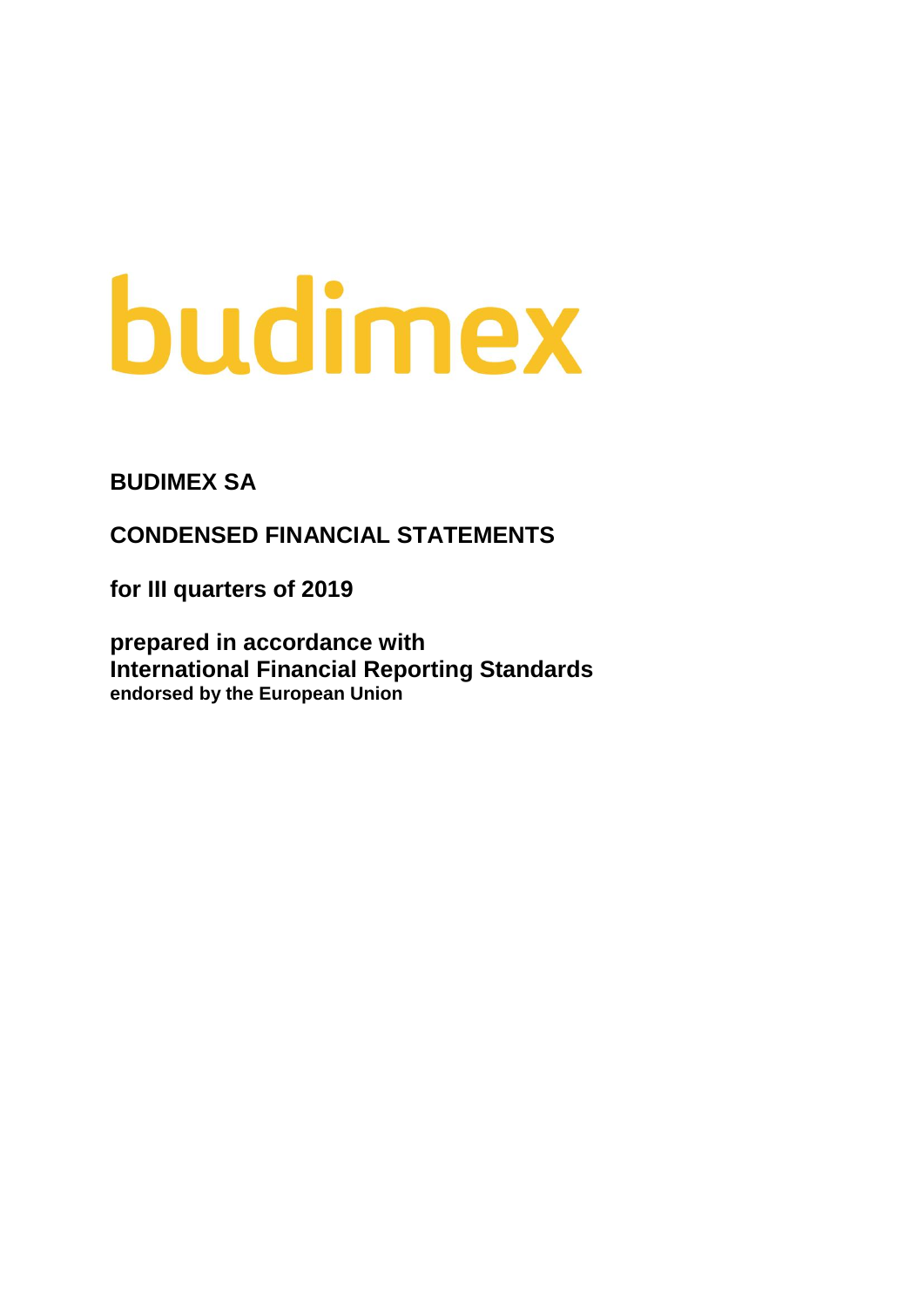budimex

# BUDIMEX SA

## CONDENSED FINANCIAL STATEMENTS

**for III quarters of 2019**

**prepared in accordance with**
**International Financial Reporting Standards**
**endorsed by the European Union**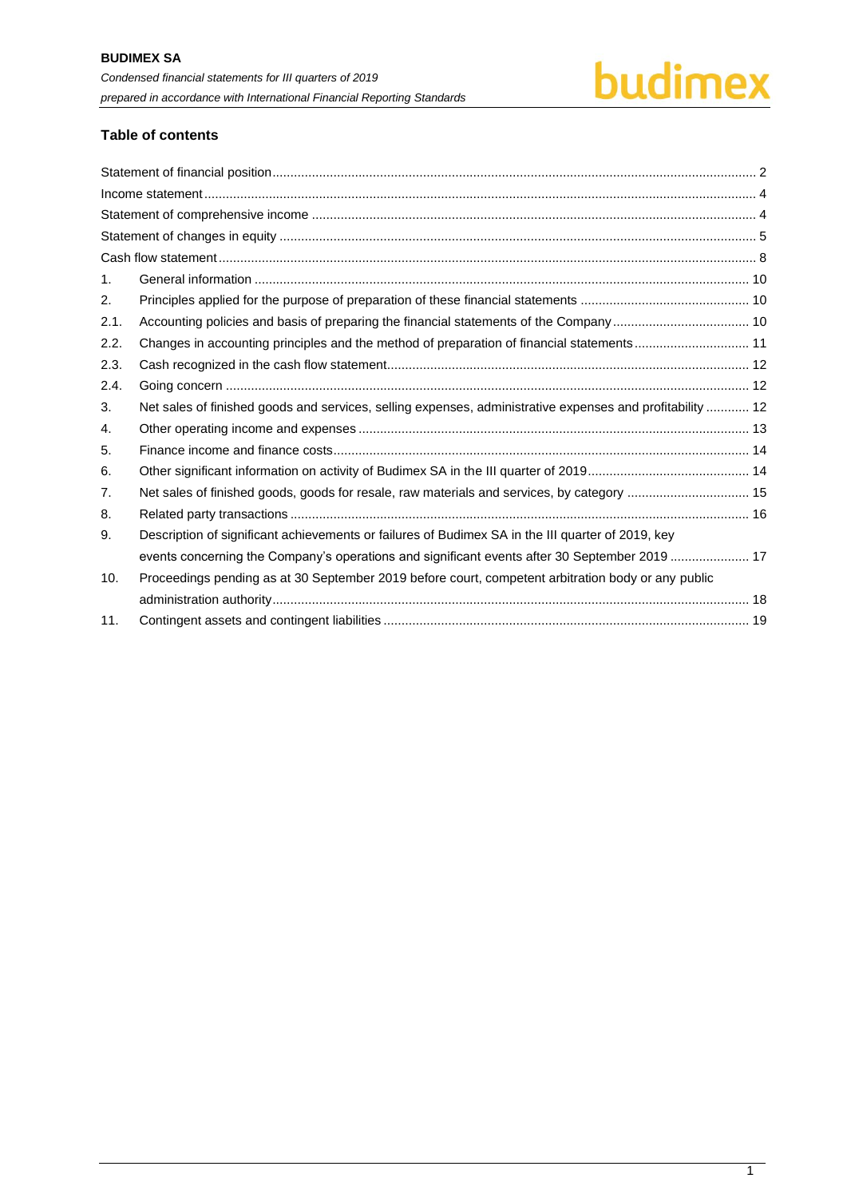## Table of contents

| | | |
|---|---|---|
| Statement of financial position | | 2 |
| Income statement | | 4 |
| Statement of comprehensive income | | 4 |
| Statement of changes in equity | | 5 |
| Cash flow statement | | 8 |
| 1. | General information | 10 |
| 2. | Principles applied for the purpose of preparation of these financial statements | 10 |
| 2.1. | Accounting policies and basis of preparing the financial statements of the Company | 10 |
| 2.2. | Changes in accounting principles and the method of preparation of financial statements | 11 |
| 2.3. | Cash recognized in the cash flow statement | 12 |
| 2.4. | Going concern | 12 |
| 3. | Net sales of finished goods and services, selling expenses, administrative expenses and profitability | 12 |
| 4. | Other operating income and expenses | 13 |
| 5. | Finance income and finance costs | 14 |
| 6. | Other significant information on activity of Budimex SA in the III quarter of 2019 | 14 |
| 7. | Net sales of finished goods, goods for resale, raw materials and services, by category | 15 |
| 8. | Related party transactions | 16 |
| 9. | Description of significant achievements or failures of Budimex SA in the III quarter of 2019, key events concerning the Company's operations and significant events after 30 September 2019 | 17 |
| 10. | Proceedings pending as at 30 September 2019 before court, competent arbitration body or any public administration authority | 18 |
| 11. | Contingent assets and contingent liabilities | 19 |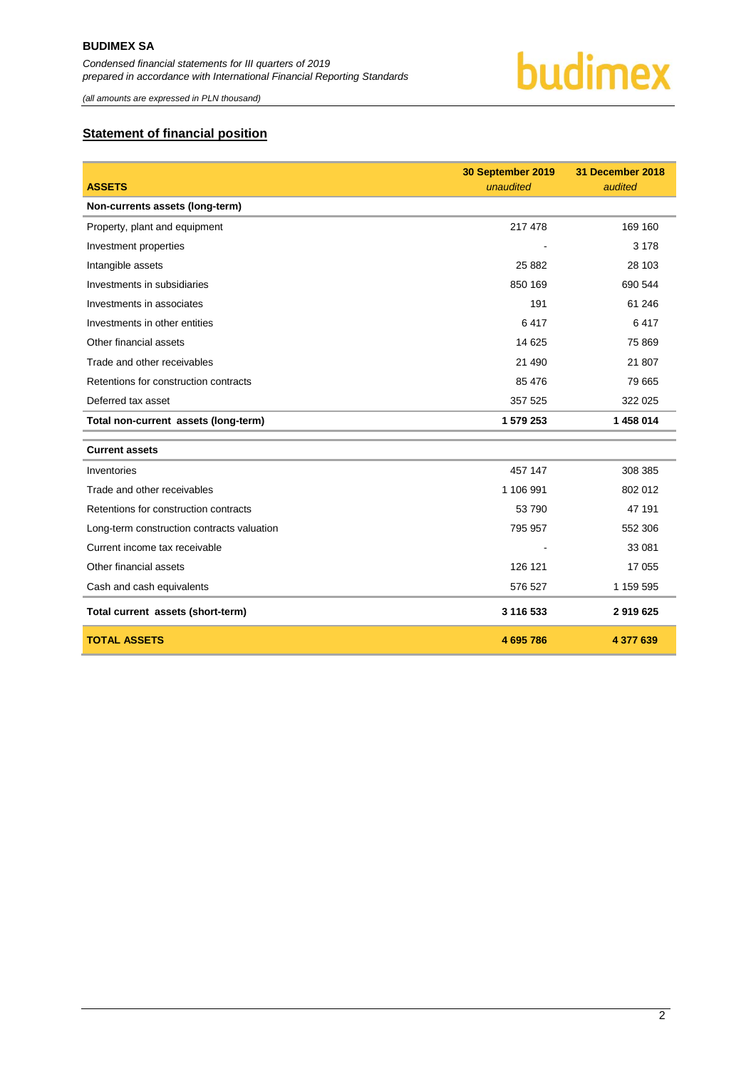## Statement of financial position

| ASSETS | 30 September 2019 *unaudited* | 31 December 2018 *audited* |
|---|---|---|
| **Non-currents assets (long-term)** | | |
| Property, plant and equipment | 217 478 | 169 160 |
| Investment properties | - | 3 178 |
| Intangible assets | 25 882 | 28 103 |
| Investments in subsidiaries | 850 169 | 690 544 |
| Investments in associates | 191 | 61 246 |
| Investments in other entities | 6 417 | 6 417 |
| Other financial assets | 14 625 | 75 869 |
| Trade and other receivables | 21 490 | 21 807 |
| Retentions for construction contracts | 85 476 | 79 665 |
| Deferred tax asset | 357 525 | 322 025 |
| **Total non-current assets (long-term)** | **1 579 253** | **1 458 014** |
| **Current assets** | | |
| Inventories | 457 147 | 308 385 |
| Trade and other receivables | 1 106 991 | 802 012 |
| Retentions for construction contracts | 53 790 | 47 191 |
| Long-term construction contracts valuation | 795 957 | 552 306 |
| Current income tax receivable | - | 33 081 |
| Other financial assets | 126 121 | 17 055 |
| Cash and cash equivalents | 576 527 | 1 159 595 |
| **Total current assets (short-term)** | **3 116 533** | **2 919 625** |
| **TOTAL ASSETS** | **4 695 786** | **4 377 639** |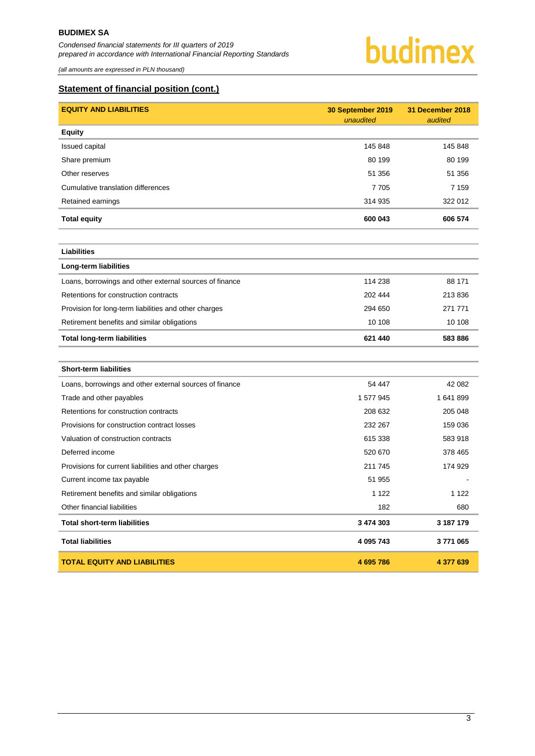## Statement of financial position (cont.)

| EQUITY AND LIABILITIES | 30 September 2019 *unaudited* | 31 December 2018 *audited* |
|---|---|---|
| **Equity** | | |
| Issued capital | 145 848 | 145 848 |
| Share premium | 80 199 | 80 199 |
| Other reserves | 51 356 | 51 356 |
| Cumulative translation differences | 7 705 | 7 159 |
| Retained earnings | 314 935 | 322 012 |
| **Total equity** | **600 043** | **606 574** |
| | | |
| **Liabilities** | | |
| **Long-term liabilities** | | |
| Loans, borrowings and other external sources of finance | 114 238 | 88 171 |
| Retentions for construction contracts | 202 444 | 213 836 |
| Provision for long-term liabilities and other charges | 294 650 | 271 771 |
| Retirement benefits and similar obligations | 10 108 | 10 108 |
| **Total long-term liabilities** | **621 440** | **583 886** |
| | | |
| **Short-term liabilities** | | |
| Loans, borrowings and other external sources of finance | 54 447 | 42 082 |
| Trade and other payables | 1 577 945 | 1 641 899 |
| Retentions for construction contracts | 208 632 | 205 048 |
| Provisions for construction contract losses | 232 267 | 159 036 |
| Valuation of construction contracts | 615 338 | 583 918 |
| Deferred income | 520 670 | 378 465 |
| Provisions for current liabilities and other charges | 211 745 | 174 929 |
| Current income tax payable | 51 955 | - |
| Retirement benefits and similar obligations | 1 122 | 1 122 |
| Other financial liabilities | 182 | 680 |
| **Total short-term liabilities** | **3 474 303** | **3 187 179** |
| **Total liabilities** | **4 095 743** | **3 771 065** |
| **TOTAL EQUITY AND LIABILITIES** | **4 695 786** | **4 377 639** |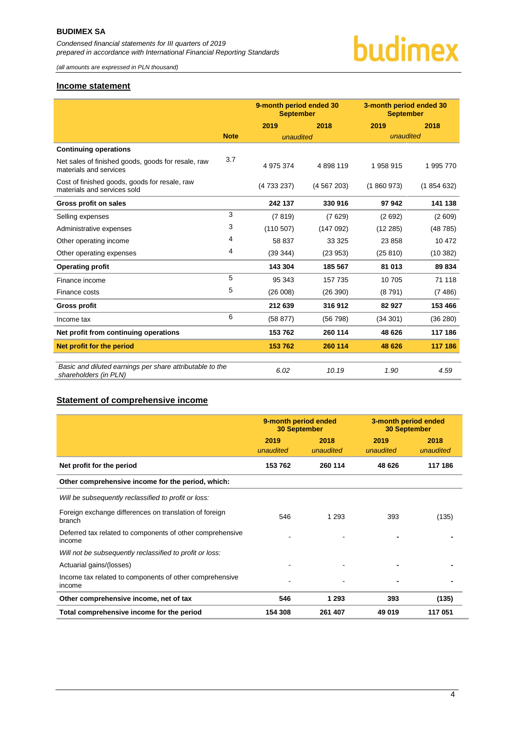## Income statement

| | Note | 9-month period ended 30 September | | 3-month period ended 30 September | |
|---|---|---|---|---|---|
| | | 2019 | 2018 | 2019 | 2018 |
| | | *unaudited* | | *unaudited* | |
| **Continuing operations** | | | | | |
| Net sales of finished goods, goods for resale, raw materials and services | 3.7 | 4 975 374 | 4 898 119 | 1 958 915 | 1 995 770 |
| Cost of finished goods, goods for resale, raw materials and services sold | | (4 733 237) | (4 567 203) | (1 860 973) | (1 854 632) |
| **Gross profit on sales** | | **242 137** | **330 916** | **97 942** | **141 138** |
| Selling expenses | 3 | (7 819) | (7 629) | (2 692) | (2 609) |
| Administrative expenses | 3 | (110 507) | (147 092) | (12 285) | (48 785) |
| Other operating income | 4 | 58 837 | 33 325 | 23 858 | 10 472 |
| Other operating expenses | 4 | (39 344) | (23 953) | (25 810) | (10 382) |
| **Operating profit** | | **143 304** | **185 567** | **81 013** | **89 834** |
| Finance income | 5 | 95 343 | 157 735 | 10 705 | 71 118 |
| Finance costs | 5 | (26 008) | (26 390) | (8 791) | (7 486) |
| **Gross profit** | | **212 639** | **316 912** | **82 927** | **153 466** |
| Income tax | 6 | (58 877) | (56 798) | (34 301) | (36 280) |
| **Net profit from continuing operations** | | **153 762** | **260 114** | **48 626** | **117 186** |
| **Net profit for the period** | | **153 762** | **260 114** | **48 626** | **117 186** |
| *Basic and diluted earnings per share attributable to the shareholders (in PLN)* | | *6.02* | *10.19* | *1.90* | *4.59* |

## Statement of comprehensive income

| | 9-month period ended 30 September | | 3-month period ended 30 September | |
|---|---|---|---|---|
| | 2019 *unaudited* | 2018 *unaudited* | 2019 *unaudited* | 2018 *unaudited* |
| **Net profit for the period** | **153 762** | **260 114** | **48 626** | **117 186** |
| **Other comprehensive income for the period, which:** | | | | |
| *Will be subsequently reclassified to profit or loss:* | | | | |
| Foreign exchange differences on translation of foreign branch | 546 | 1 293 | 393 | (135) |
| Deferred tax related to components of other comprehensive income | - | - | - | - |
| *Will not be subsequently reclassified to profit or loss:* | | | | |
| Actuarial gains/(losses) | - | - | - | - |
| Income tax related to components of other comprehensive income | - | - | - | - |
| **Other comprehensive income, net of tax** | **546** | **1 293** | **393** | **(135)** |
| **Total comprehensive income for the period** | **154 308** | **261 407** | **49 019** | **117 051** |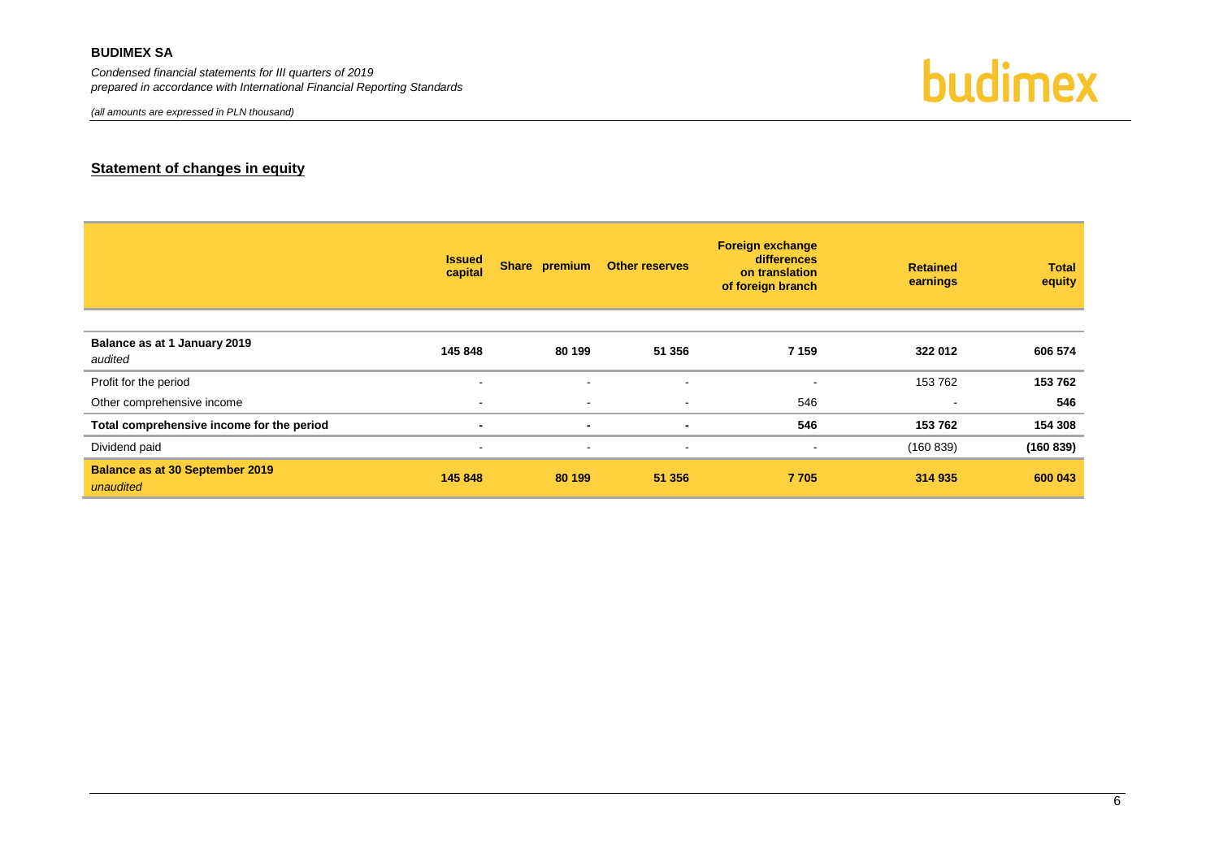## Statement of changes in equity

| | Issued capital | Share premium | Other reserves | Foreign exchange differences on translation of foreign branch | Retained earnings | Total equity |
|---|---|---|---|---|---|---|
| **Balance as at 1 January 2019** *audited* | **145 848** | **80 199** | **51 356** | **7 159** | **322 012** | **606 574** |
| Profit for the period | - | - | - | - | 153 762 | **153 762** |
| Other comprehensive income | - | - | - | 546 | - | **546** |
| **Total comprehensive income for the period** | **-** | **-** | **-** | **546** | **153 762** | **154 308** |
| Dividend paid | - | - | - | - | (160 839) | **(160 839)** |
| **Balance as at 30 September 2019** *unaudited* | **145 848** | **80 199** | **51 356** | **7 705** | **314 935** | **600 043** |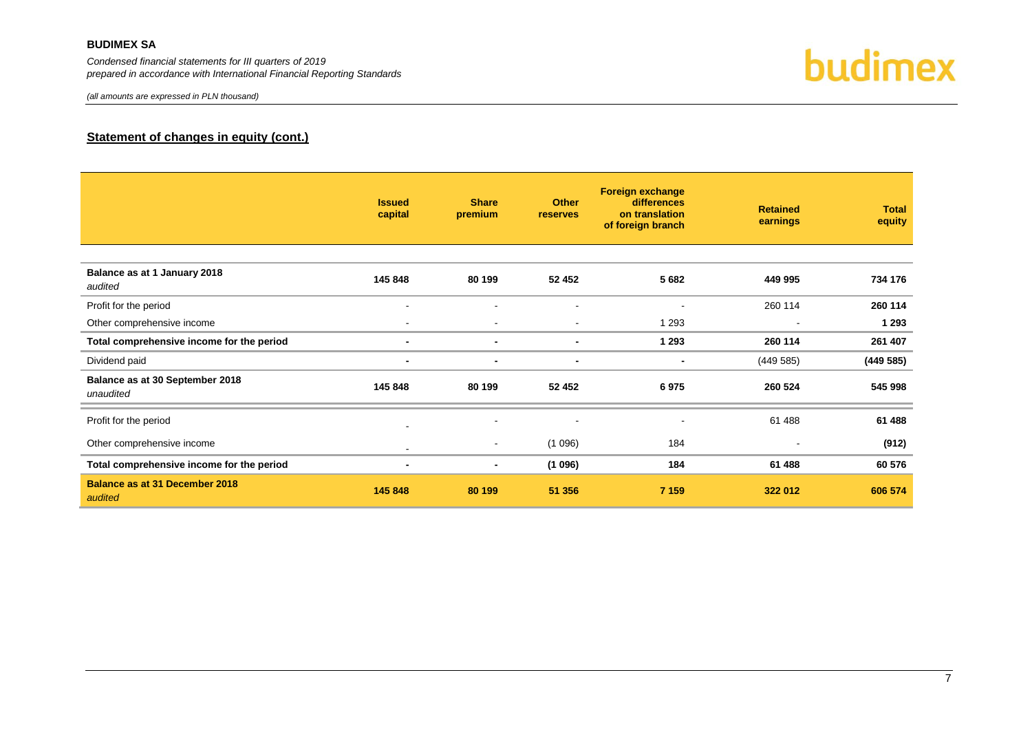## Statement of changes in equity (cont.)

| | Issued capital | Share premium | Other reserves | Foreign exchange differences on translation of foreign branch | Retained earnings | Total equity |
|---|---|---|---|---|---|---|
| **Balance as at 1 January 2018** *audited* | **145 848** | **80 199** | **52 452** | **5 682** | **449 995** | **734 176** |
| Profit for the period | - | - | - | - | 260 114 | **260 114** |
| Other comprehensive income | - | - | - | 1 293 | - | **1 293** |
| **Total comprehensive income for the period** | **-** | **-** | **-** | **1 293** | **260 114** | **261 407** |
| Dividend paid | **-** | **-** | **-** | **-** | (449 585) | **(449 585)** |
| **Balance as at 30 September 2018** *unaudited* | **145 848** | **80 199** | **52 452** | **6 975** | **260 524** | **545 998** |
| Profit for the period | - | - | - | - | 61 488 | **61 488** |
| Other comprehensive income | - | - | (1 096) | 184 | - | **(912)** |
| **Total comprehensive income for the period** | **-** | **-** | **(1 096)** | **184** | **61 488** | **60 576** |
| **Balance as at 31 December 2018** *audited* | **145 848** | **80 199** | **51 356** | **7 159** | **322 012** | **606 574** |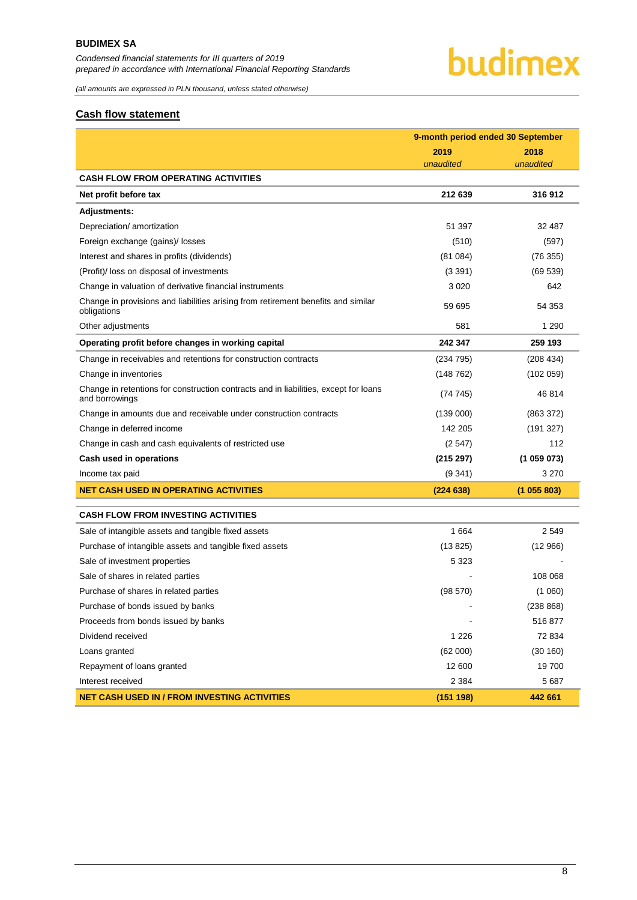## Cash flow statement

| | 9-month period ended 30 September | |
|---|---|---|
| | 2019 | 2018 |
| | *unaudited* | *unaudited* |
| **CASH FLOW FROM OPERATING ACTIVITIES** | | |
| **Net profit before tax** | **212 639** | **316 912** |
| **Adjustments:** | | |
| Depreciation/ amortization | 51 397 | 32 487 |
| Foreign exchange (gains)/ losses | (510) | (597) |
| Interest and shares in profits (dividends) | (81 084) | (76 355) |
| (Profit)/ loss on disposal of investments | (3 391) | (69 539) |
| Change in valuation of derivative financial instruments | 3 020 | 642 |
| Change in provisions and liabilities arising from retirement benefits and similar obligations | 59 695 | 54 353 |
| Other adjustments | 581 | 1 290 |
| **Operating profit before changes in working capital** | **242 347** | **259 193** |
| Change in receivables and retentions for construction contracts | (234 795) | (208 434) |
| Change in inventories | (148 762) | (102 059) |
| Change in retentions for construction contracts and in liabilities, except for loans and borrowings | (74 745) | 46 814 |
| Change in amounts due and receivable under construction contracts | (139 000) | (863 372) |
| Change in deferred income | 142 205 | (191 327) |
| Change in cash and cash equivalents of restricted use | (2 547) | 112 |
| **Cash used in operations** | **(215 297)** | **(1 059 073)** |
| Income tax paid | (9 341) | 3 270 |
| **NET CASH USED IN OPERATING ACTIVITIES** | **(224 638)** | **(1 055 803)** |
| **CASH FLOW FROM INVESTING ACTIVITIES** | | |
| Sale of intangible assets and tangible fixed assets | 1 664 | 2 549 |
| Purchase of intangible assets and tangible fixed assets | (13 825) | (12 966) |
| Sale of investment properties | 5 323 | - |
| Sale of shares in related parties | - | 108 068 |
| Purchase of shares in related parties | (98 570) | (1 060) |
| Purchase of bonds issued by banks | - | (238 868) |
| Proceeds from bonds issued by banks | - | 516 877 |
| Dividend received | 1 226 | 72 834 |
| Loans granted | (62 000) | (30 160) |
| Repayment of loans granted | 12 600 | 19 700 |
| Interest received | 2 384 | 5 687 |
| **NET CASH USED IN / FROM INVESTING ACTIVITIES** | **(151 198)** | **442 661** |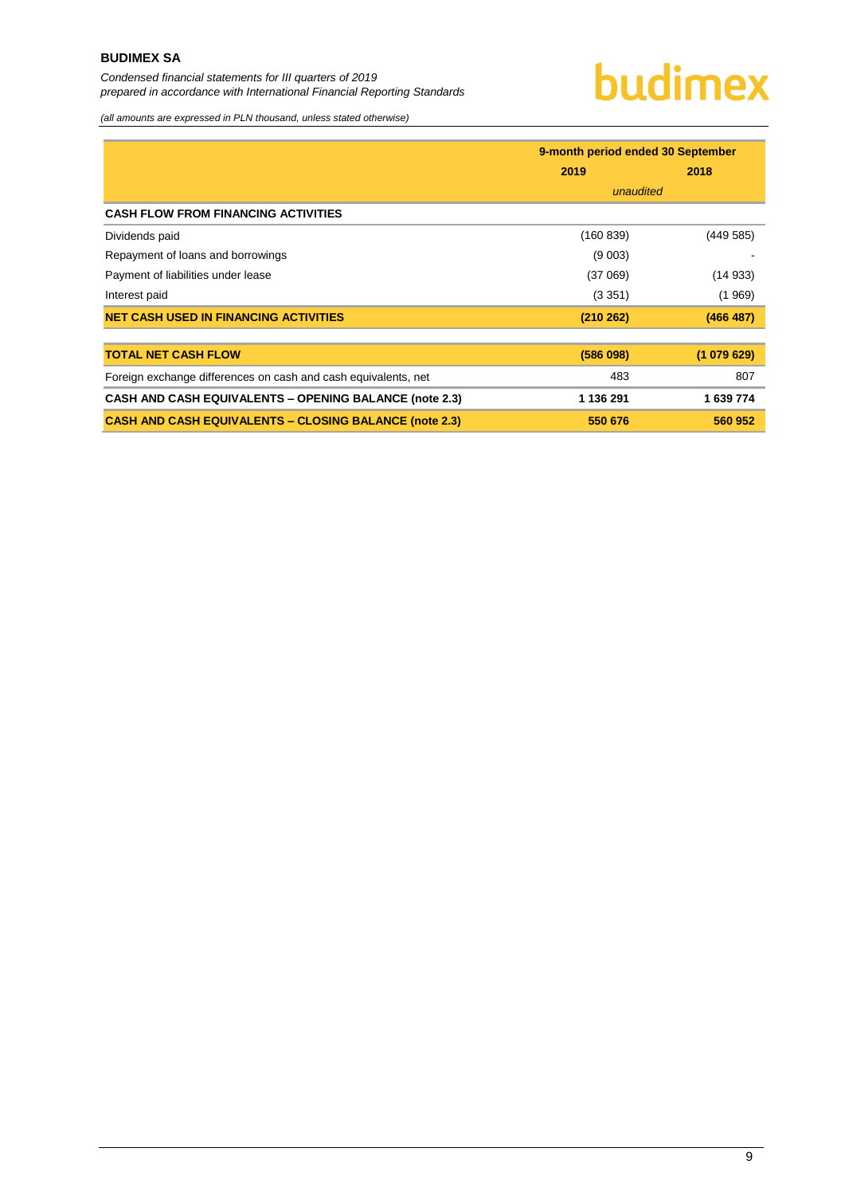*(all amounts are expressed in PLN thousand, unless stated otherwise)*

| | 9-month period ended 30 September | |
|---|---|---|
| | 2019 | 2018 |
| | *unaudited* | |
| **CASH FLOW FROM FINANCING ACTIVITIES** | | |
| Dividends paid | (160 839) | (449 585) |
| Repayment of loans and borrowings | (9 003) | - |
| Payment of liabilities under lease | (37 069) | (14 933) |
| Interest paid | (3 351) | (1 969) |
| **NET CASH USED IN FINANCING ACTIVITIES** | **(210 262)** | **(466 487)** |
| | | |
| **TOTAL NET CASH FLOW** | **(586 098)** | **(1 079 629)** |
| Foreign exchange differences on cash and cash equivalents, net | 483 | 807 |
| **CASH AND CASH EQUIVALENTS – OPENING BALANCE (note 2.3)** | **1 136 291** | **1 639 774** |
| **CASH AND CASH EQUIVALENTS – CLOSING BALANCE (note 2.3)** | **550 676** | **560 952** |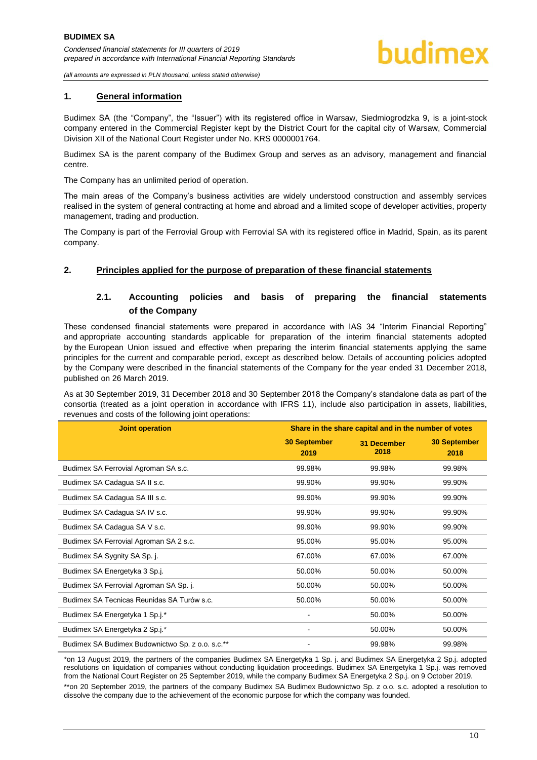## 1. General information

Budimex SA (the "Company", the "Issuer") with its registered office in Warsaw, Siedmiogrodzka 9, is a joint-stock company entered in the Commercial Register kept by the District Court for the capital city of Warsaw, Commercial Division XII of the National Court Register under No. KRS 0000001764.

Budimex SA is the parent company of the Budimex Group and serves as an advisory, management and financial centre.

The Company has an unlimited period of operation.

The main areas of the Company's business activities are widely understood construction and assembly services realised in the system of general contracting at home and abroad and a limited scope of developer activities, property management, trading and production.

The Company is part of the Ferrovial Group with Ferrovial SA with its registered office in Madrid, Spain, as its parent company.

## 2. Principles applied for the purpose of preparation of these financial statements

### 2.1. Accounting policies and basis of preparing the financial statements of the Company

These condensed financial statements were prepared in accordance with IAS 34 "Interim Financial Reporting" and appropriate accounting standards applicable for preparation of the interim financial statements adopted by the European Union issued and effective when preparing the interim financial statements applying the same principles for the current and comparable period, except as described below. Details of accounting policies adopted by the Company were described in the financial statements of the Company for the year ended 31 December 2018, published on 26 March 2019.

As at 30 September 2019, 31 December 2018 and 30 September 2018 the Company's standalone data as part of the consortia (treated as a joint operation in accordance with IFRS 11), include also participation in assets, liabilities, revenues and costs of the following joint operations:

| Joint operation | Share in the share capital and in the number of votes | | |
|---|---|---|---|
| | 30 September 2019 | 31 December 2018 | 30 September 2018 |
| Budimex SA Ferrovial Agroman SA s.c. | 99.98% | 99.98% | 99.98% |
| Budimex SA Cadagua SA II s.c. | 99.90% | 99.90% | 99.90% |
| Budimex SA Cadagua SA III s.c. | 99.90% | 99.90% | 99.90% |
| Budimex SA Cadagua SA IV s.c. | 99.90% | 99.90% | 99.90% |
| Budimex SA Cadagua SA V s.c. | 99.90% | 99.90% | 99.90% |
| Budimex SA Ferrovial Agroman SA 2 s.c. | 95.00% | 95.00% | 95.00% |
| Budimex SA Sygnity SA Sp. j. | 67.00% | 67.00% | 67.00% |
| Budimex SA Energetyka 3 Sp.j. | 50.00% | 50.00% | 50.00% |
| Budimex SA Ferrovial Agroman SA Sp. j. | 50.00% | 50.00% | 50.00% |
| Budimex SA Tecnicas Reunidas SA Turów s.c. | 50.00% | 50.00% | 50.00% |
| Budimex SA Energetyka 1 Sp.j.* | - | 50.00% | 50.00% |
| Budimex SA Energetyka 2 Sp.j.* | - | 50.00% | 50.00% |
| Budimex SA Budimex Budownictwo Sp. z o.o. s.c.** | - | 99.98% | 99.98% |

*on 13 August 2019, the partners of the companies Budimex SA Energetyka 1 Sp. j. and Budimex SA Energetyka 2 Sp.j. adopted resolutions on liquidation of companies without conducting liquidation proceedings. Budimex SA Energetyka 1 Sp.j. was removed from the National Court Register on 25 September 2019, while the company Budimex SA Energetyka 2 Sp.j. on 9 October 2019.

**on 20 September 2019, the partners of the company Budimex SA Budimex Budownictwo Sp. z o.o. s.c. adopted a resolution to dissolve the company due to the achievement of the economic purpose for which the company was founded.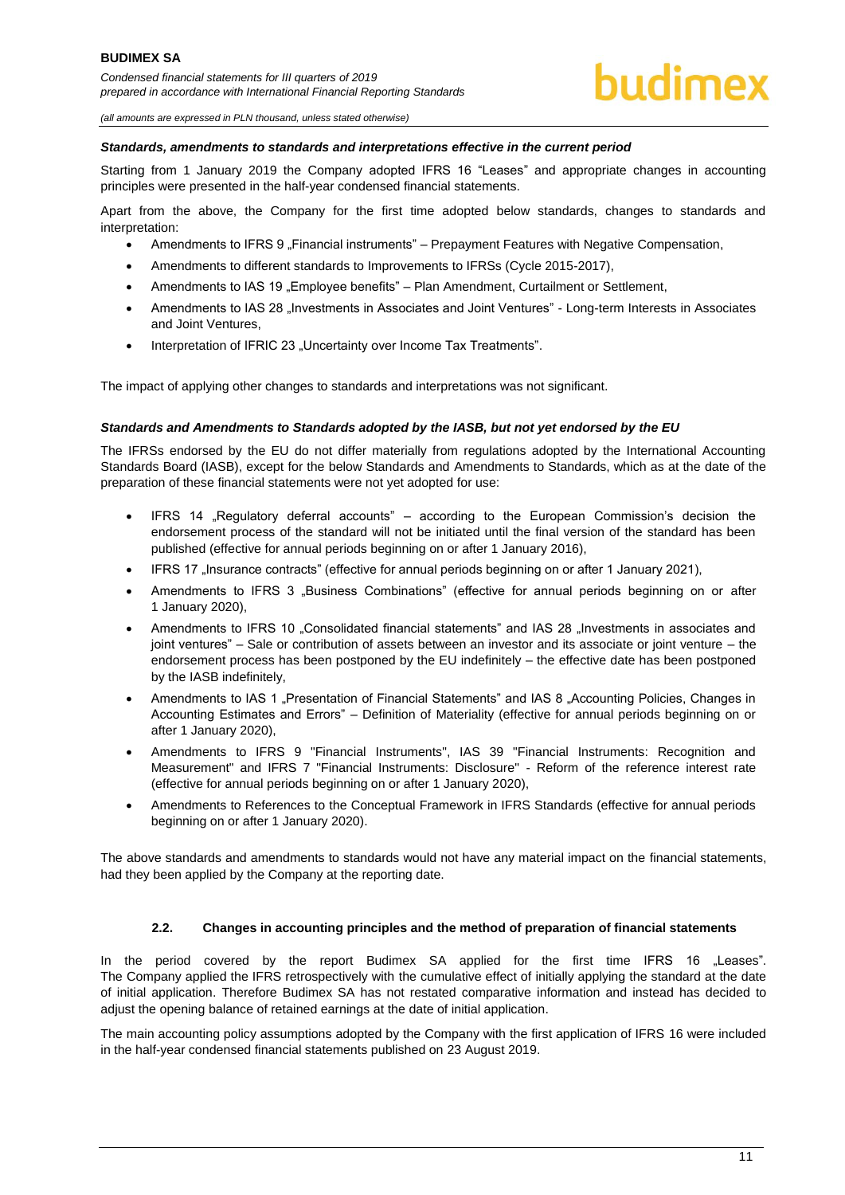*Standards, amendments to standards and interpretations effective in the current period*

Starting from 1 January 2019 the Company adopted IFRS 16 "Leases" and appropriate changes in accounting principles were presented in the half-year condensed financial statements.

Apart from the above, the Company for the first time adopted below standards, changes to standards and interpretation:

- Amendments to IFRS 9 „Financial instruments" – Prepayment Features with Negative Compensation,
- Amendments to different standards to Improvements to IFRSs (Cycle 2015-2017),
- Amendments to IAS 19 „Employee benefits" – Plan Amendment, Curtailment or Settlement,
- Amendments to IAS 28 „Investments in Associates and Joint Ventures" - Long-term Interests in Associates and Joint Ventures,
- Interpretation of IFRIC 23 „Uncertainty over Income Tax Treatments".

The impact of applying other changes to standards and interpretations was not significant.

*Standards and Amendments to Standards adopted by the IASB, but not yet endorsed by the EU*

The IFRSs endorsed by the EU do not differ materially from regulations adopted by the International Accounting Standards Board (IASB), except for the below Standards and Amendments to Standards, which as at the date of the preparation of these financial statements were not yet adopted for use:

- IFRS 14 „Regulatory deferral accounts" – according to the European Commission's decision the endorsement process of the standard will not be initiated until the final version of the standard has been published (effective for annual periods beginning on or after 1 January 2016),
- IFRS 17 „Insurance contracts" (effective for annual periods beginning on or after 1 January 2021),
- Amendments to IFRS 3 „Business Combinations" (effective for annual periods beginning on or after 1 January 2020),
- Amendments to IFRS 10 „Consolidated financial statements" and IAS 28 „Investments in associates and joint ventures" – Sale or contribution of assets between an investor and its associate or joint venture – the endorsement process has been postponed by the EU indefinitely – the effective date has been postponed by the IASB indefinitely,
- Amendments to IAS 1 „Presentation of Financial Statements" and IAS 8 „Accounting Policies, Changes in Accounting Estimates and Errors" – Definition of Materiality (effective for annual periods beginning on or after 1 January 2020),
- Amendments to IFRS 9 "Financial Instruments", IAS 39 "Financial Instruments: Recognition and Measurement" and IFRS 7 "Financial Instruments: Disclosure" - Reform of the reference interest rate (effective for annual periods beginning on or after 1 January 2020),
- Amendments to References to the Conceptual Framework in IFRS Standards (effective for annual periods beginning on or after 1 January 2020).

The above standards and amendments to standards would not have any material impact on the financial statements, had they been applied by the Company at the reporting date.

### 2.2. Changes in accounting principles and the method of preparation of financial statements

In the period covered by the report Budimex SA applied for the first time IFRS 16 „Leases". The Company applied the IFRS retrospectively with the cumulative effect of initially applying the standard at the date of initial application. Therefore Budimex SA has not restated comparative information and instead has decided to adjust the opening balance of retained earnings at the date of initial application.

The main accounting policy assumptions adopted by the Company with the first application of IFRS 16 were included in the half-year condensed financial statements published on 23 August 2019.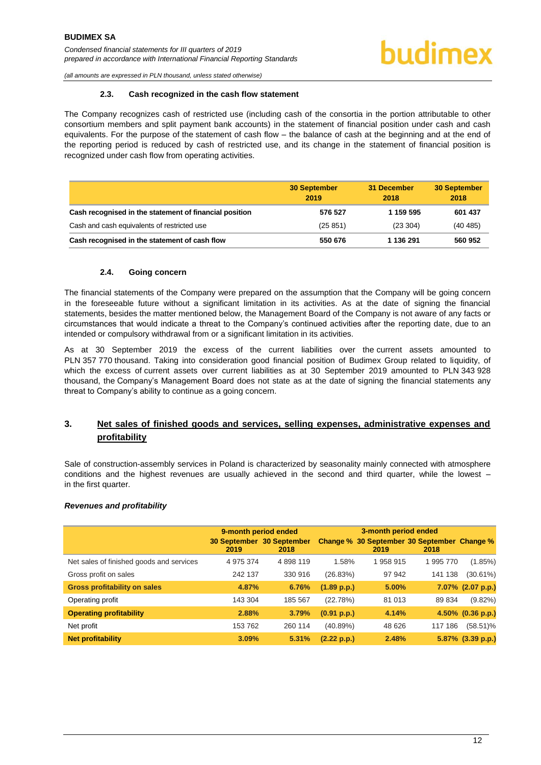#### 2.3. Cash recognized in the cash flow statement

The Company recognizes cash of restricted use (including cash of the consortia in the portion attributable to other consortium members and split payment bank accounts) in the statement of financial position under cash and cash equivalents. For the purpose of the statement of cash flow – the balance of cash at the beginning and at the end of the reporting period is reduced by cash of restricted use, and its change in the statement of financial position is recognized under cash flow from operating activities.

| | 30 September 2019 | 31 December 2018 | 30 September 2018 |
|---|---|---|---|
| **Cash recognised in the statement of financial position** | **576 527** | **1 159 595** | **601 437** |
| Cash and cash equivalents of restricted use | (25 851) | (23 304) | (40 485) |
| **Cash recognised in the statement of cash flow** | **550 676** | **1 136 291** | **560 952** |

#### 2.4. Going concern

The financial statements of the Company were prepared on the assumption that the Company will be going concern in the foreseeable future without a significant limitation in its activities. As at the date of signing the financial statements, besides the matter mentioned below, the Management Board of the Company is not aware of any facts or circumstances that would indicate a threat to the Company's continued activities after the reporting date, due to an intended or compulsory withdrawal from or a significant limitation in its activities.

As at 30 September 2019 the excess of the current liabilities over the current assets amounted to PLN 357 770 thousand. Taking into consideration good financial position of Budimex Group related to liquidity, of which the excess of current assets over current liabilities as at 30 September 2019 amounted to PLN 343 928 thousand, the Company's Management Board does not state as at the date of signing the financial statements any threat to Company's ability to continue as a going concern.

## 3. Net sales of finished goods and services, selling expenses, administrative expenses and profitability

Sale of construction-assembly services in Poland is characterized by seasonality mainly connected with atmosphere conditions and the highest revenues are usually achieved in the second and third quarter, while the lowest – in the first quarter.

***Revenues and profitability***

| | 9-month period ended | | | 3-month period ended | | |
|---|---|---|---|---|---|---|
| | 30 September 2019 | 30 September 2018 | Change % | 30 September 2019 | 30 September 2018 | Change % |
| Net sales of finished goods and services | 4 975 374 | 4 898 119 | 1.58% | 1 958 915 | 1 995 770 | (1.85%) |
| Gross profit on sales | 242 137 | 330 916 | (26.83%) | 97 942 | 141 138 | (30.61%) |
| **Gross profitability on sales** | **4.87%** | **6.76%** | **(1.89 p.p.)** | **5.00%** | **7.07%** | **(2.07 p.p.)** |
| Operating profit | 143 304 | 185 567 | (22.78%) | 81 013 | 89 834 | (9.82%) |
| **Operating profitability** | **2.88%** | **3.79%** | **(0.91 p.p.)** | **4.14%** | **4.50%** | **(0.36 p.p.)** |
| Net profit | 153 762 | 260 114 | (40.89%) | 48 626 | 117 186 | (58.51)% |
| **Net profitability** | **3.09%** | **5.31%** | **(2.22 p.p.)** | **2.48%** | **5.87%** | **(3.39 p.p.)** |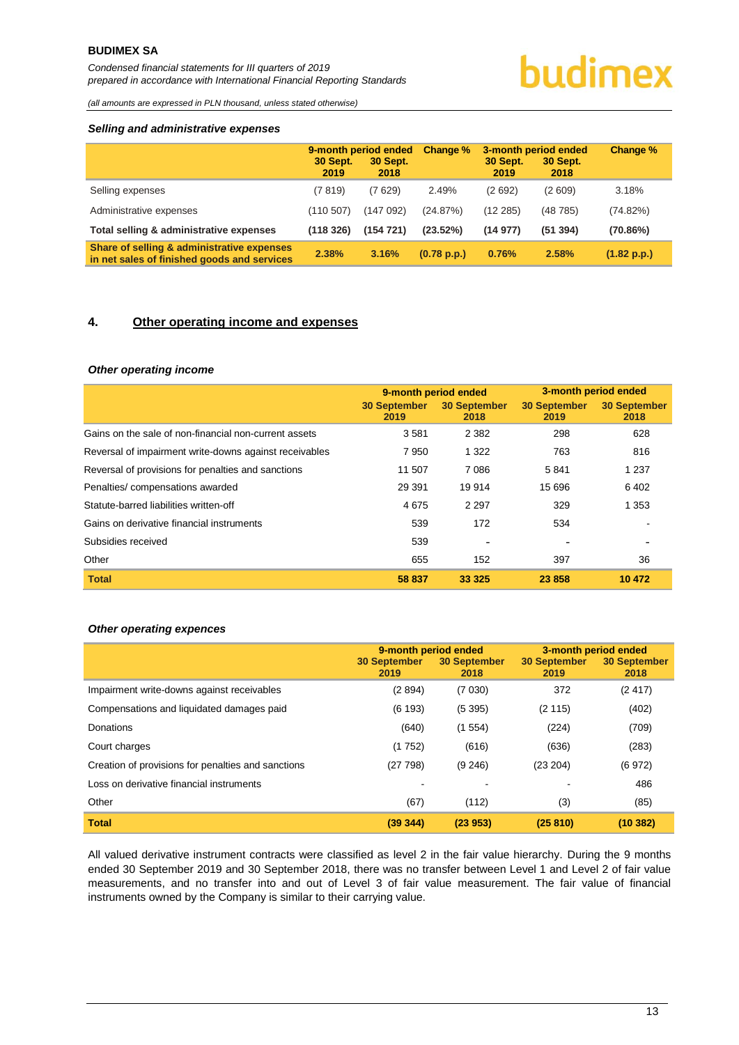### *Selling and administrative expenses*

| | 9-month period ended 30 Sept. 2019 | 9-month period ended 30 Sept. 2018 | Change % | 3-month period ended 30 Sept. 2019 | 3-month period ended 30 Sept. 2018 | Change % |
|---|---|---|---|---|---|---|
| Selling expenses | (7 819) | (7 629) | 2.49% | (2 692) | (2 609) | 3.18% |
| Administrative expenses | (110 507) | (147 092) | (24.87%) | (12 285) | (48 785) | (74.82%) |
| **Total selling & administrative expenses** | **(118 326)** | **(154 721)** | **(23.52%)** | **(14 977)** | **(51 394)** | **(70.86%)** |
| **Share of selling & administrative expenses in net sales of finished goods and services** | **2.38%** | **3.16%** | **(0.78 p.p.)** | **0.76%** | **2.58%** | **(1.82 p.p.)** |

## 4. Other operating income and expenses

### *Other operating income*

| | 9-month period ended | | 3-month period ended | |
|---|---|---|---|---|
| | 30 September 2019 | 30 September 2018 | 30 September 2019 | 30 September 2018 |
| Gains on the sale of non-financial non-current assets | 3 581 | 2 382 | 298 | 628 |
| Reversal of impairment write-downs against receivables | 7 950 | 1 322 | 763 | 816 |
| Reversal of provisions for penalties and sanctions | 11 507 | 7 086 | 5 841 | 1 237 |
| Penalties/ compensations awarded | 29 391 | 19 914 | 15 696 | 6 402 |
| Statute-barred liabilities written-off | 4 675 | 2 297 | 329 | 1 353 |
| Gains on derivative financial instruments | 539 | 172 | 534 | - |
| Subsidies received | 539 | - | - | - |
| Other | 655 | 152 | 397 | 36 |
| **Total** | **58 837** | **33 325** | **23 858** | **10 472** |

### *Other operating expences*

| | 9-month period ended | | 3-month period ended | |
|---|---|---|---|---|
| | 30 September 2019 | 30 September 2018 | 30 September 2019 | 30 September 2018 |
| Impairment write-downs against receivables | (2 894) | (7 030) | 372 | (2 417) |
| Compensations and liquidated damages paid | (6 193) | (5 395) | (2 115) | (402) |
| Donations | (640) | (1 554) | (224) | (709) |
| Court charges | (1 752) | (616) | (636) | (283) |
| Creation of provisions for penalties and sanctions | (27 798) | (9 246) | (23 204) | (6 972) |
| Loss on derivative financial instruments | - | - | - | 486 |
| Other | (67) | (112) | (3) | (85) |
| **Total** | **(39 344)** | **(23 953)** | **(25 810)** | **(10 382)** |

All valued derivative instrument contracts were classified as level 2 in the fair value hierarchy. During the 9 months ended 30 September 2019 and 30 September 2018, there was no transfer between Level 1 and Level 2 of fair value measurements, and no transfer into and out of Level 3 of fair value measurement. The fair value of financial instruments owned by the Company is similar to their carrying value.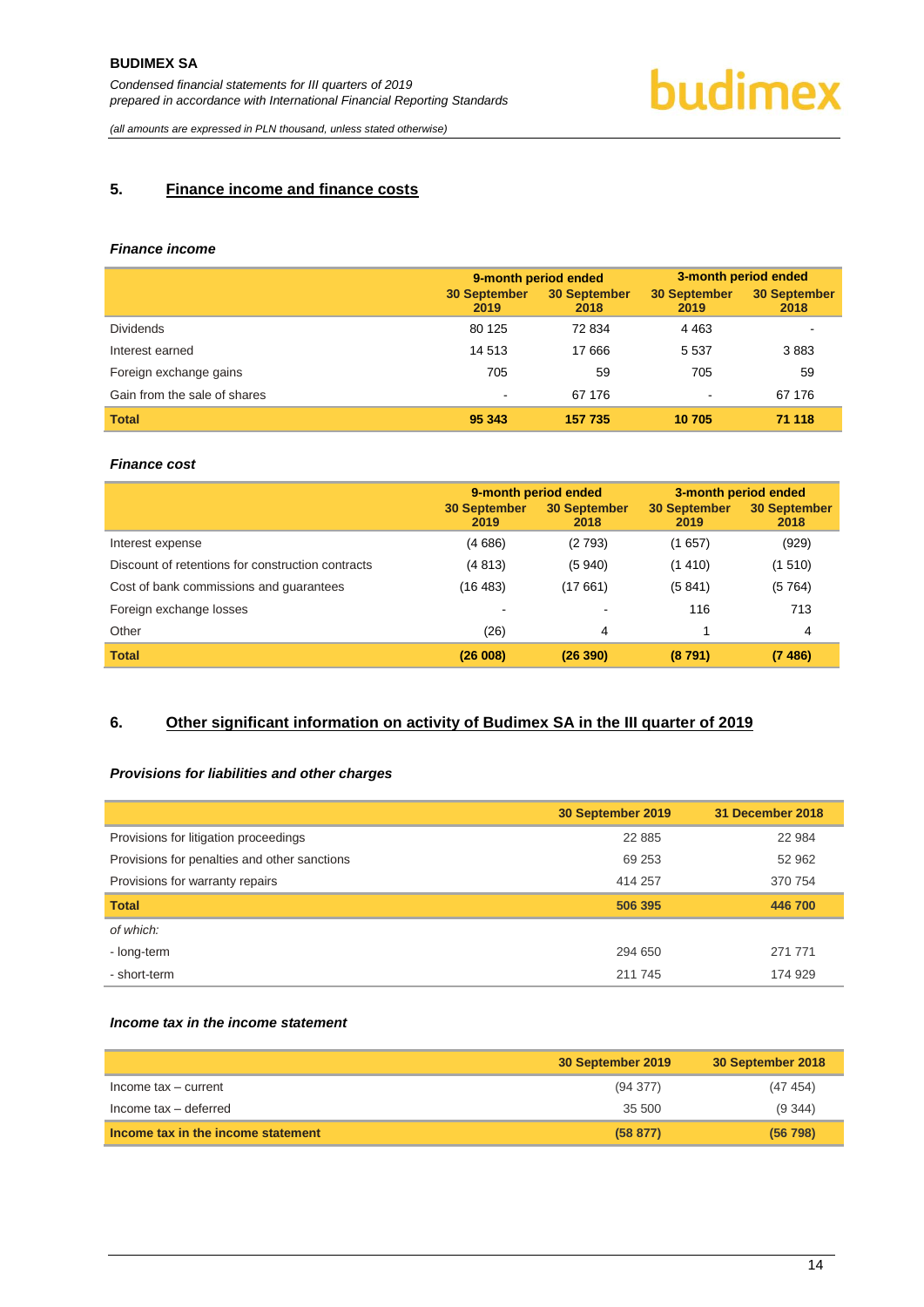## 5. Finance income and finance costs

### *Finance income*

| | 9-month period ended | | 3-month period ended | |
|---|---|---|---|---|
| | 30 September 2019 | 30 September 2018 | 30 September 2019 | 30 September 2018 |
| Dividends | 80 125 | 72 834 | 4 463 | - |
| Interest earned | 14 513 | 17 666 | 5 537 | 3 883 |
| Foreign exchange gains | 705 | 59 | 705 | 59 |
| Gain from the sale of shares | - | 67 176 | - | 67 176 |
| **Total** | **95 343** | **157 735** | **10 705** | **71 118** |

### *Finance cost*

| | 9-month period ended | | 3-month period ended | |
|---|---|---|---|---|
| | 30 September 2019 | 30 September 2018 | 30 September 2019 | 30 September 2018 |
| Interest expense | (4 686) | (2 793) | (1 657) | (929) |
| Discount of retentions for construction contracts | (4 813) | (5 940) | (1 410) | (1 510) |
| Cost of bank commissions and guarantees | (16 483) | (17 661) | (5 841) | (5 764) |
| Foreign exchange losses | - | - | 116 | 713 |
| Other | (26) | 4 | 1 | 4 |
| **Total** | **(26 008)** | **(26 390)** | **(8 791)** | **(7 486)** |

## 6. Other significant information on activity of Budimex SA in the III quarter of 2019

### *Provisions for liabilities and other charges*

| | 30 September 2019 | 31 December 2018 |
|---|---|---|
| Provisions for litigation proceedings | 22 885 | 22 984 |
| Provisions for penalties and other sanctions | 69 253 | 52 962 |
| Provisions for warranty repairs | 414 257 | 370 754 |
| **Total** | **506 395** | **446 700** |
| *of which:* | | |
| - long-term | 294 650 | 271 771 |
| - short-term | 211 745 | 174 929 |

### *Income tax in the income statement*

| | 30 September 2019 | 30 September 2018 |
|---|---|---|
| Income tax – current | (94 377) | (47 454) |
| Income tax – deferred | 35 500 | (9 344) |
| **Income tax in the income statement** | **(58 877)** | **(56 798)** |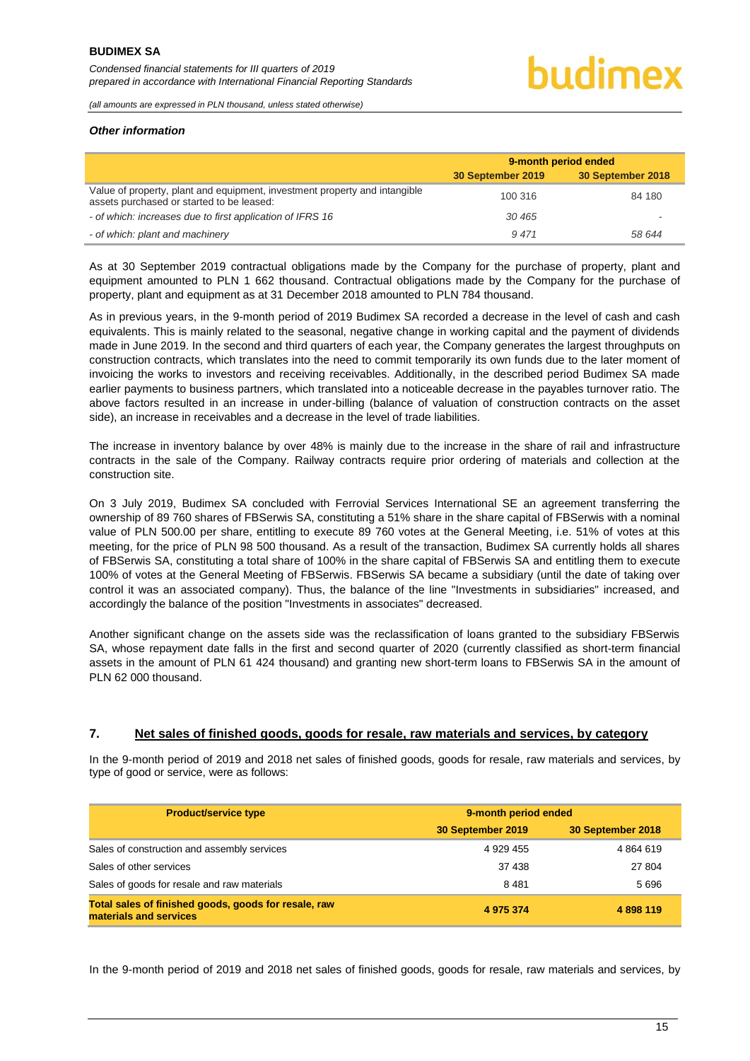***Other information***

| | 9-month period ended | |
|---|---|---|
| | 30 September 2019 | 30 September 2018 |
| Value of property, plant and equipment, investment property and intangible assets purchased or started to be leased: | 100 316 | 84 180 |
| *- of which: increases due to first application of IFRS 16* | *30 465* | *-* |
| *- of which: plant and machinery* | *9 471* | *58 644* |

As at 30 September 2019 contractual obligations made by the Company for the purchase of property, plant and equipment amounted to PLN 1 662 thousand. Contractual obligations made by the Company for the purchase of property, plant and equipment as at 31 December 2018 amounted to PLN 784 thousand.

As in previous years, in the 9-month period of 2019 Budimex SA recorded a decrease in the level of cash and cash equivalents. This is mainly related to the seasonal, negative change in working capital and the payment of dividends made in June 2019. In the second and third quarters of each year, the Company generates the largest throughputs on construction contracts, which translates into the need to commit temporarily its own funds due to the later moment of invoicing the works to investors and receiving receivables. Additionally, in the described period Budimex SA made earlier payments to business partners, which translated into a noticeable decrease in the payables turnover ratio. The above factors resulted in an increase in under-billing (balance of valuation of construction contracts on the asset side), an increase in receivables and a decrease in the level of trade liabilities.

The increase in inventory balance by over 48% is mainly due to the increase in the share of rail and infrastructure contracts in the sale of the Company. Railway contracts require prior ordering of materials and collection at the construction site.

On 3 July 2019, Budimex SA concluded with Ferrovial Services International SE an agreement transferring the ownership of 89 760 shares of FBSerwis SA, constituting a 51% share in the share capital of FBSerwis with a nominal value of PLN 500.00 per share, entitling to execute 89 760 votes at the General Meeting, i.e. 51% of votes at this meeting, for the price of PLN 98 500 thousand. As a result of the transaction, Budimex SA currently holds all shares of FBSerwis SA, constituting a total share of 100% in the share capital of FBSerwis SA and entitling them to execute 100% of votes at the General Meeting of FBSerwis. FBSerwis SA became a subsidiary (until the date of taking over control it was an associated company). Thus, the balance of the line "Investments in subsidiaries" increased, and accordingly the balance of the position "Investments in associates" decreased.

Another significant change on the assets side was the reclassification of loans granted to the subsidiary FBSerwis SA, whose repayment date falls in the first and second quarter of 2020 (currently classified as short-term financial assets in the amount of PLN 61 424 thousand) and granting new short-term loans to FBSerwis SA in the amount of PLN 62 000 thousand.

## 7. Net sales of finished goods, goods for resale, raw materials and services, by category

In the 9-month period of 2019 and 2018 net sales of finished goods, goods for resale, raw materials and services, by type of good or service, were as follows:

| Product/service type | 9-month period ended | |
|---|---|---|
| | 30 September 2019 | 30 September 2018 |
| Sales of construction and assembly services | 4 929 455 | 4 864 619 |
| Sales of other services | 37 438 | 27 804 |
| Sales of goods for resale and raw materials | 8 481 | 5 696 |
| **Total sales of finished goods, goods for resale, raw materials and services** | **4 975 374** | **4 898 119** |

In the 9-month period of 2019 and 2018 net sales of finished goods, goods for resale, raw materials and services, by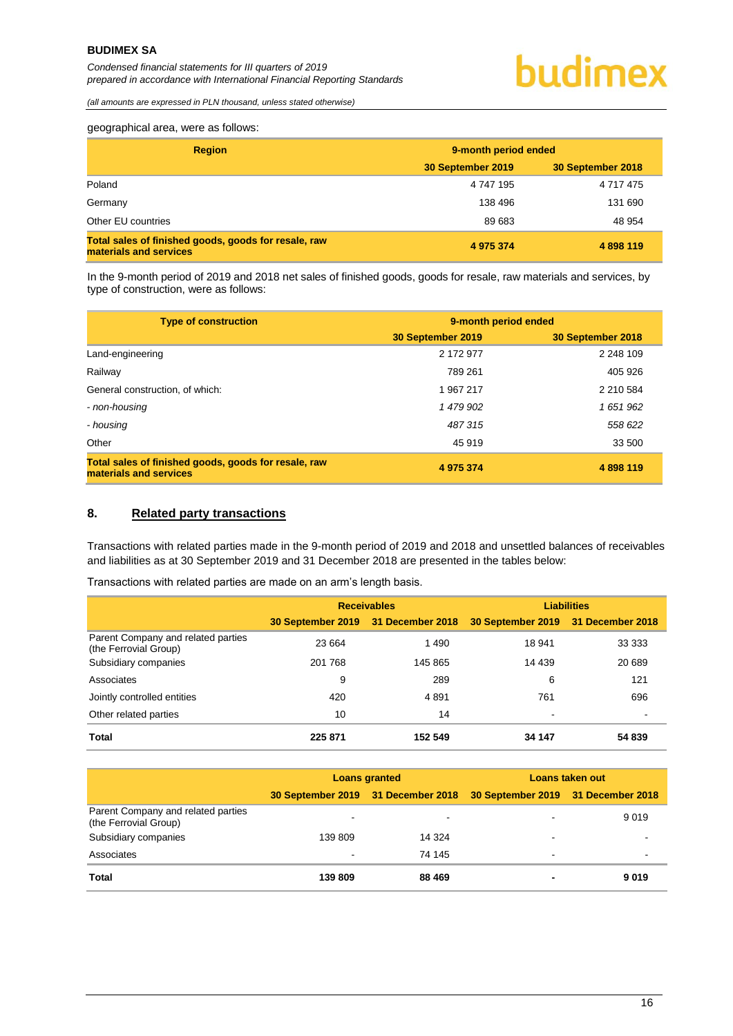geographical area, were as follows:

| Region | 9-month period ended | |
|---|---|---|
| | 30 September 2019 | 30 September 2018 |
| Poland | 4 747 195 | 4 717 475 |
| Germany | 138 496 | 131 690 |
| Other EU countries | 89 683 | 48 954 |
| **Total sales of finished goods, goods for resale, raw materials and services** | **4 975 374** | **4 898 119** |

In the 9-month period of 2019 and 2018 net sales of finished goods, goods for resale, raw materials and services, by type of construction, were as follows:

| Type of construction | 9-month period ended | |
|---|---|---|
| | 30 September 2019 | 30 September 2018 |
| Land-engineering | 2 172 977 | 2 248 109 |
| Railway | 789 261 | 405 926 |
| General construction, of which: | 1 967 217 | 2 210 584 |
| *- non-housing* | *1 479 902* | *1 651 962* |
| *- housing* | *487 315* | *558 622* |
| Other | 45 919 | 33 500 |
| **Total sales of finished goods, goods for resale, raw materials and services** | **4 975 374** | **4 898 119** |

## 8. Related party transactions

Transactions with related parties made in the 9-month period of 2019 and 2018 and unsettled balances of receivables and liabilities as at 30 September 2019 and 31 December 2018 are presented in the tables below:

Transactions with related parties are made on an arm's length basis.

| | Receivables | | Liabilities | |
|---|---|---|---|---|
| | 30 September 2019 | 31 December 2018 | 30 September 2019 | 31 December 2018 |
| Parent Company and related parties (the Ferrovial Group) | 23 664 | 1 490 | 18 941 | 33 333 |
| Subsidiary companies | 201 768 | 145 865 | 14 439 | 20 689 |
| Associates | 9 | 289 | 6 | 121 |
| Jointly controlled entities | 420 | 4 891 | 761 | 696 |
| Other related parties | 10 | 14 | - | - |
| **Total** | **225 871** | **152 549** | **34 147** | **54 839** |

| | Loans granted | | Loans taken out | |
|---|---|---|---|---|
| | 30 September 2019 | 31 December 2018 | 30 September 2019 | 31 December 2018 |
| Parent Company and related parties (the Ferrovial Group) | - | - | - | 9 019 |
| Subsidiary companies | 139 809 | 14 324 | - | - |
| Associates | - | 74 145 | - | - |
| **Total** | **139 809** | **88 469** | **-** | **9 019** |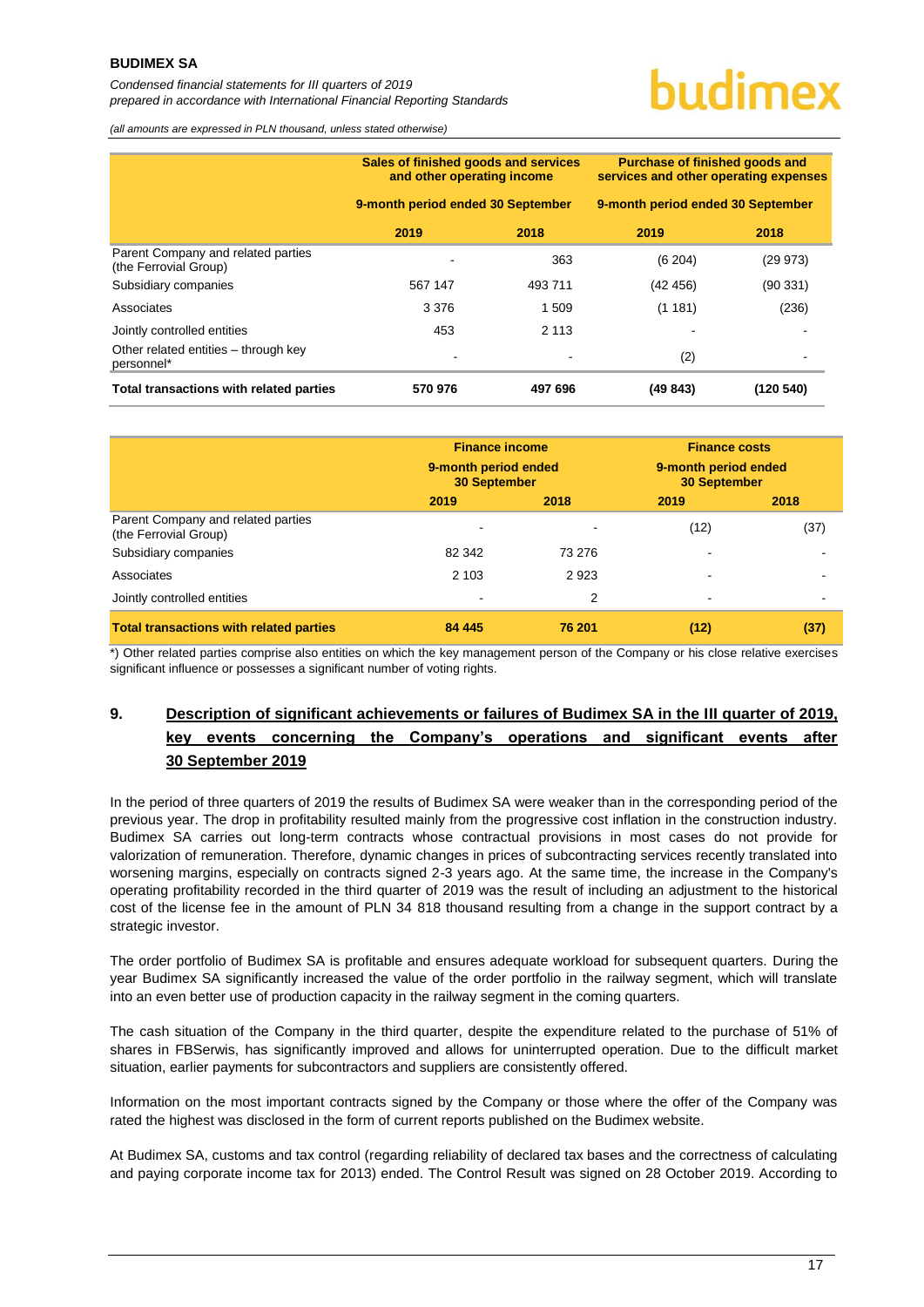| | Sales of finished goods and services and other operating income | | Purchase of finished goods and services and other operating expenses | |
|---|---|---|---|---|
| | 9-month period ended 30 September | | 9-month period ended 30 September | |
| | 2019 | 2018 | 2019 | 2018 |
| Parent Company and related parties (the Ferrovial Group) | - | 363 | (6 204) | (29 973) |
| Subsidiary companies | 567 147 | 493 711 | (42 456) | (90 331) |
| Associates | 3 376 | 1 509 | (1 181) | (236) |
| Jointly controlled entities | 453 | 2 113 | - | - |
| Other related entities – through key personnel* | - | - | (2) | - |
| **Total transactions with related parties** | **570 976** | **497 696** | **(49 843)** | **(120 540)** |

| | Finance income | | Finance costs | |
|---|---|---|---|---|
| | 9-month period ended 30 September | | 9-month period ended 30 September | |
| | 2019 | 2018 | 2019 | 2018 |
| Parent Company and related parties (the Ferrovial Group) | - | - | (12) | (37) |
| Subsidiary companies | 82 342 | 73 276 | - | - |
| Associates | 2 103 | 2 923 | - | - |
| Jointly controlled entities | - | 2 | - | - |
| **Total transactions with related parties** | **84 445** | **76 201** | **(12)** | **(37)** |

*) Other related parties comprise also entities on which the key management person of the Company or his close relative exercises significant influence or possesses a significant number of voting rights.

## 9. Description of significant achievements or failures of Budimex SA in the III quarter of 2019, key events concerning the Company's operations and significant events after 30 September 2019

In the period of three quarters of 2019 the results of Budimex SA were weaker than in the corresponding period of the previous year. The drop in profitability resulted mainly from the progressive cost inflation in the construction industry. Budimex SA carries out long-term contracts whose contractual provisions in most cases do not provide for valorization of remuneration. Therefore, dynamic changes in prices of subcontracting services recently translated into worsening margins, especially on contracts signed 2-3 years ago. At the same time, the increase in the Company's operating profitability recorded in the third quarter of 2019 was the result of including an adjustment to the historical cost of the license fee in the amount of PLN 34 818 thousand resulting from a change in the support contract by a strategic investor.

The order portfolio of Budimex SA is profitable and ensures adequate workload for subsequent quarters. During the year Budimex SA significantly increased the value of the order portfolio in the railway segment, which will translate into an even better use of production capacity in the railway segment in the coming quarters.

The cash situation of the Company in the third quarter, despite the expenditure related to the purchase of 51% of shares in FBSerwis, has significantly improved and allows for uninterrupted operation. Due to the difficult market situation, earlier payments for subcontractors and suppliers are consistently offered.

Information on the most important contracts signed by the Company or those where the offer of the Company was rated the highest was disclosed in the form of current reports published on the Budimex website.

At Budimex SA, customs and tax control (regarding reliability of declared tax bases and the correctness of calculating and paying corporate income tax for 2013) ended. The Control Result was signed on 28 October 2019. According to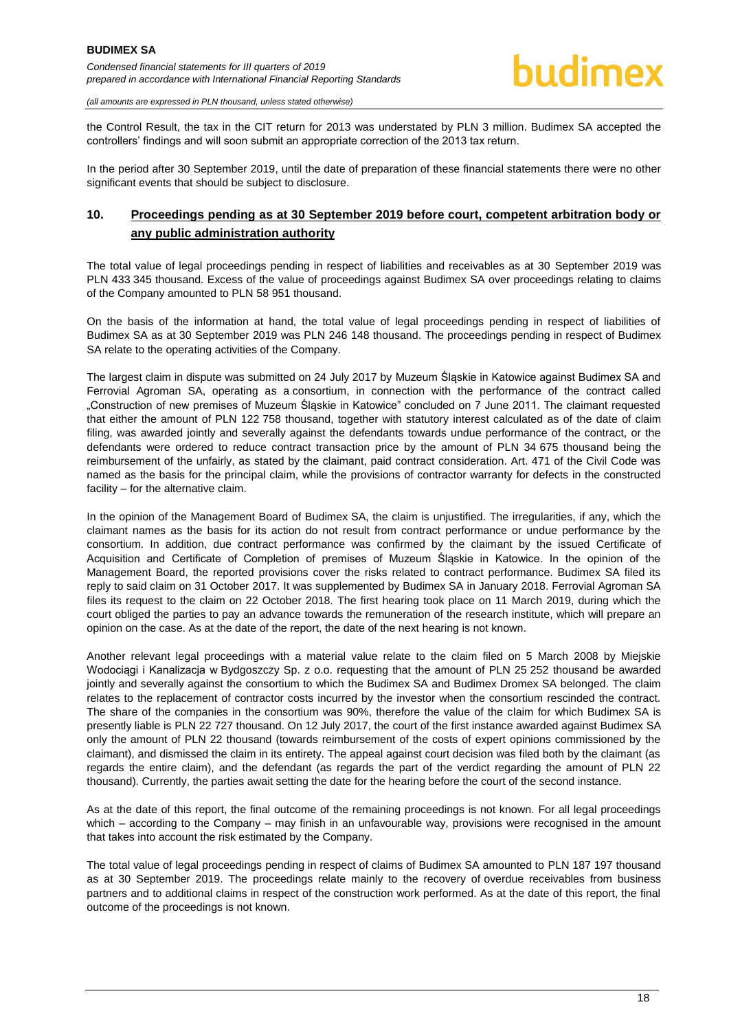the Control Result, the tax in the CIT return for 2013 was understated by PLN 3 million. Budimex SA accepted the controllers' findings and will soon submit an appropriate correction of the 2013 tax return.

In the period after 30 September 2019, until the date of preparation of these financial statements there were no other significant events that should be subject to disclosure.

## 10. Proceedings pending as at 30 September 2019 before court, competent arbitration body or any public administration authority

The total value of legal proceedings pending in respect of liabilities and receivables as at 30 September 2019 was PLN 433 345 thousand. Excess of the value of proceedings against Budimex SA over proceedings relating to claims of the Company amounted to PLN 58 951 thousand.

On the basis of the information at hand, the total value of legal proceedings pending in respect of liabilities of Budimex SA as at 30 September 2019 was PLN 246 148 thousand. The proceedings pending in respect of Budimex SA relate to the operating activities of the Company.

The largest claim in dispute was submitted on 24 July 2017 by Muzeum Śląskie in Katowice against Budimex SA and Ferrovial Agroman SA, operating as a consortium, in connection with the performance of the contract called „Construction of new premises of Muzeum Śląskie in Katowice" concluded on 7 June 2011. The claimant requested that either the amount of PLN 122 758 thousand, together with statutory interest calculated as of the date of claim filing, was awarded jointly and severally against the defendants towards undue performance of the contract, or the defendants were ordered to reduce contract transaction price by the amount of PLN 34 675 thousand being the reimbursement of the unfairly, as stated by the claimant, paid contract consideration. Art. 471 of the Civil Code was named as the basis for the principal claim, while the provisions of contractor warranty for defects in the constructed facility – for the alternative claim.

In the opinion of the Management Board of Budimex SA, the claim is unjustified. The irregularities, if any, which the claimant names as the basis for its action do not result from contract performance or undue performance by the consortium. In addition, due contract performance was confirmed by the claimant by the issued Certificate of Acquisition and Certificate of Completion of premises of Muzeum Śląskie in Katowice. In the opinion of the Management Board, the reported provisions cover the risks related to contract performance. Budimex SA filed its reply to said claim on 31 October 2017. It was supplemented by Budimex SA in January 2018. Ferrovial Agroman SA files its request to the claim on 22 October 2018. The first hearing took place on 11 March 2019, during which the court obliged the parties to pay an advance towards the remuneration of the research institute, which will prepare an opinion on the case. As at the date of the report, the date of the next hearing is not known.

Another relevant legal proceedings with a material value relate to the claim filed on 5 March 2008 by Miejskie Wodociągi i Kanalizacja w Bydgoszczy Sp. z o.o. requesting that the amount of PLN 25 252 thousand be awarded jointly and severally against the consortium to which the Budimex SA and Budimex Dromex SA belonged. The claim relates to the replacement of contractor costs incurred by the investor when the consortium rescinded the contract. The share of the companies in the consortium was 90%, therefore the value of the claim for which Budimex SA is presently liable is PLN 22 727 thousand. On 12 July 2017, the court of the first instance awarded against Budimex SA only the amount of PLN 22 thousand (towards reimbursement of the costs of expert opinions commissioned by the claimant), and dismissed the claim in its entirety. The appeal against court decision was filed both by the claimant (as regards the entire claim), and the defendant (as regards the part of the verdict regarding the amount of PLN 22 thousand). Currently, the parties await setting the date for the hearing before the court of the second instance.

As at the date of this report, the final outcome of the remaining proceedings is not known. For all legal proceedings which – according to the Company – may finish in an unfavourable way, provisions were recognised in the amount that takes into account the risk estimated by the Company.

The total value of legal proceedings pending in respect of claims of Budimex SA amounted to PLN 187 197 thousand as at 30 September 2019. The proceedings relate mainly to the recovery of overdue receivables from business partners and to additional claims in respect of the construction work performed. As at the date of this report, the final outcome of the proceedings is not known.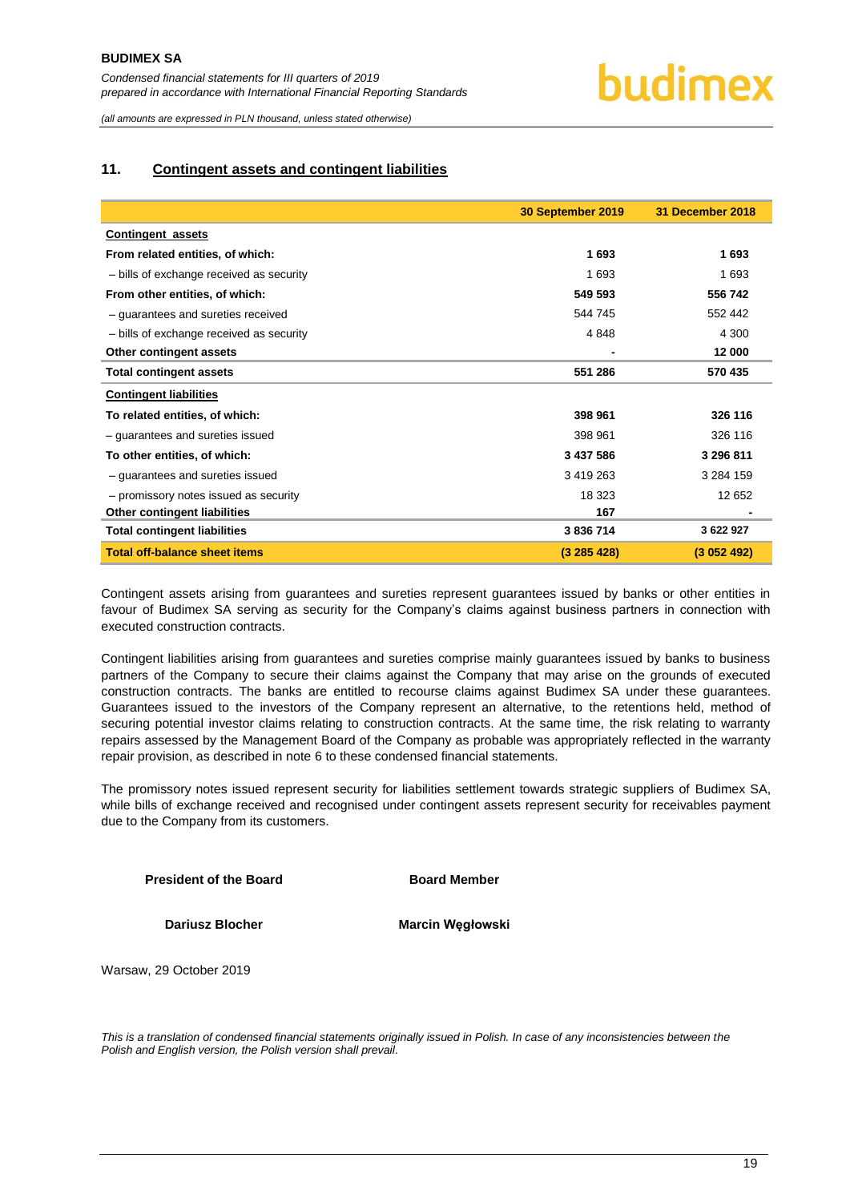## 11. Contingent assets and contingent liabilities

| | 30 September 2019 | 31 December 2018 |
|---|---|---|
| **Contingent assets** | | |
| **From related entities, of which:** | **1 693** | **1 693** |
| – bills of exchange received as security | 1 693 | 1 693 |
| **From other entities, of which:** | **549 593** | **556 742** |
| – guarantees and sureties received | 544 745 | 552 442 |
| – bills of exchange received as security | 4 848 | 4 300 |
| **Other contingent assets** | **-** | **12 000** |
| **Total contingent assets** | **551 286** | **570 435** |
| **Contingent liabilities** | | |
| **To related entities, of which:** | **398 961** | **326 116** |
| – guarantees and sureties issued | 398 961 | 326 116 |
| **To other entities, of which:** | **3 437 586** | **3 296 811** |
| – guarantees and sureties issued | 3 419 263 | 3 284 159 |
| – promissory notes issued as security | 18 323 | 12 652 |
| **Other contingent liabilities** | **167** | **-** |
| **Total contingent liabilities** | **3 836 714** | **3 622 927** |
| **Total off-balance sheet items** | **(3 285 428)** | **(3 052 492)** |

Contingent assets arising from guarantees and sureties represent guarantees issued by banks or other entities in favour of Budimex SA serving as security for the Company's claims against business partners in connection with executed construction contracts.

Contingent liabilities arising from guarantees and sureties comprise mainly guarantees issued by banks to business partners of the Company to secure their claims against the Company that may arise on the grounds of executed construction contracts. The banks are entitled to recourse claims against Budimex SA under these guarantees. Guarantees issued to the investors of the Company represent an alternative, to the retentions held, method of securing potential investor claims relating to construction contracts. At the same time, the risk relating to warranty repairs assessed by the Management Board of the Company as probable was appropriately reflected in the warranty repair provision, as described in note 6 to these condensed financial statements.

The promissory notes issued represent security for liabilities settlement towards strategic suppliers of Budimex SA, while bills of exchange received and recognised under contingent assets represent security for receivables payment due to the Company from its customers.

**President of the Board** **Board Member**

**Dariusz Blocher** **Marcin Węgłowski**

Warsaw, 29 October 2019

*This is a translation of condensed financial statements originally issued in Polish. In case of any inconsistencies between the Polish and English version, the Polish version shall prevail.*